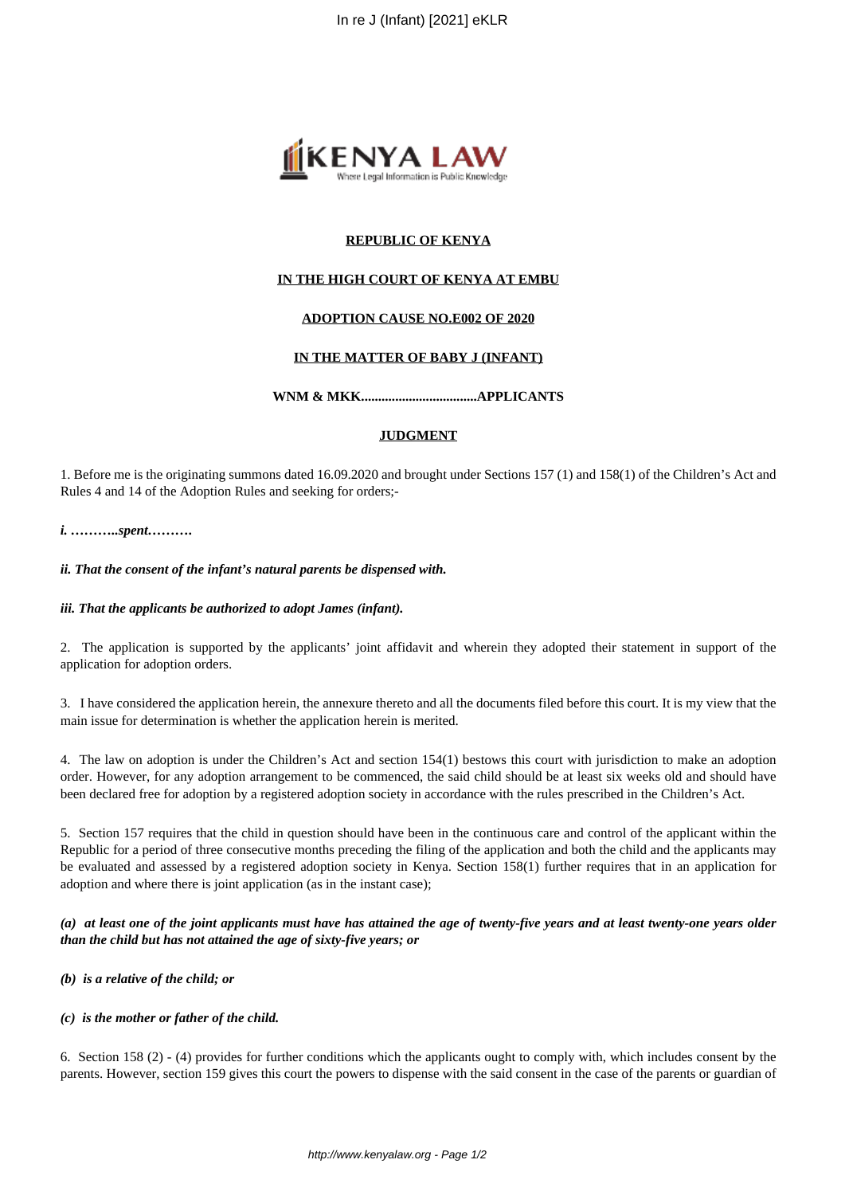**REPUBLIC OF KENYA**

**IN THE HIGH COURT OF KENYA AT EMBU**

**ADOPTION CAUSE NO.E002 OF 2020**

**IN THE MATTER OF BABY J (INFANT)**

**WNM & MKK..................................APPLICANTS**

**JUDGMENT**

1. Before me is the originating summons dated 16.09.2020 and brought under Sections 157 (1) and 158(1) of the Children's Act and Rules 4 and 14 of the Adoption Rules and seeking for orders;-

***i. ………..spent……….***

***ii. That the consent of the infant's natural parents be dispensed with.***

***iii. That the applicants be authorized to adopt James (infant).***

2. The application is supported by the applicants' joint affidavit and wherein they adopted their statement in support of the application for adoption orders.

3. I have considered the application herein, the annexure thereto and all the documents filed before this court. It is my view that the main issue for determination is whether the application herein is merited.

4. The law on adoption is under the Children's Act and section 154(1) bestows this court with jurisdiction to make an adoption order. However, for any adoption arrangement to be commenced, the said child should be at least six weeks old and should have been declared free for adoption by a registered adoption society in accordance with the rules prescribed in the Children's Act.

5. Section 157 requires that the child in question should have been in the continuous care and control of the applicant within the Republic for a period of three consecutive months preceding the filing of the application and both the child and the applicants may be evaluated and assessed by a registered adoption society in Kenya. Section 158(1) further requires that in an application for adoption and where there is joint application (as in the instant case);

***(a) at least one of the joint applicants must have has attained the age of twenty-five years and at least twenty-one years older than the child but has not attained the age of sixty-five years; or***

***(b) is a relative of the child; or***

***(c) is the mother or father of the child.***

6. Section 158 (2) - (4) provides for further conditions which the applicants ought to comply with, which includes consent by the parents. However, section 159 gives this court the powers to dispense with the said consent in the case of the parents or guardian of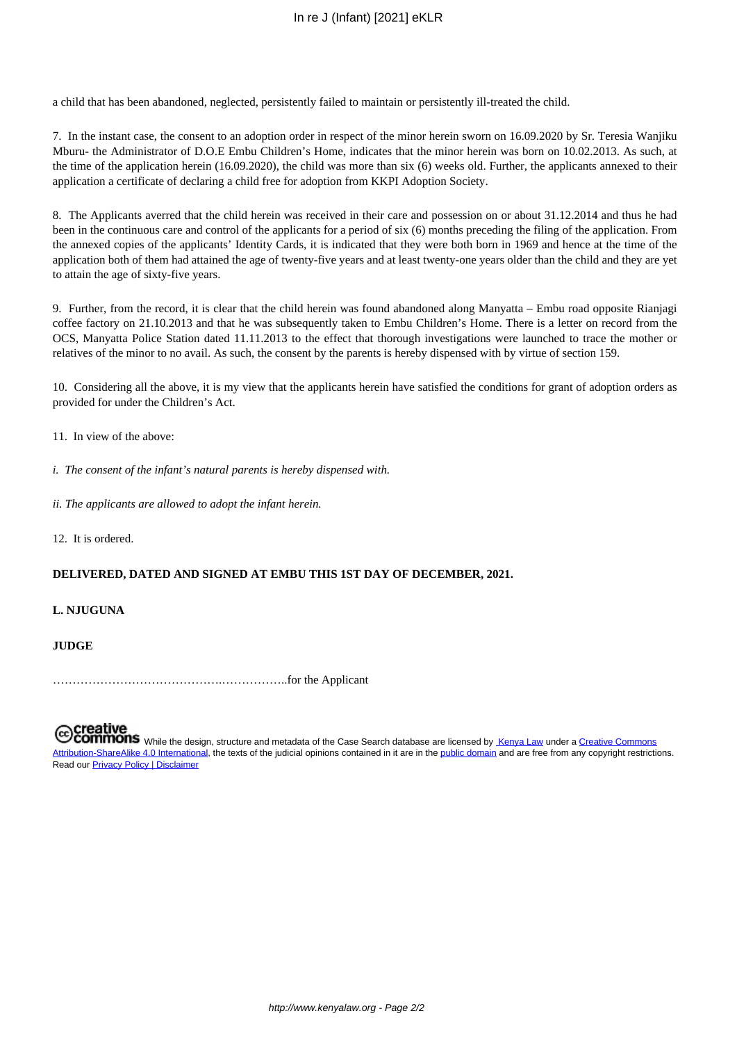a child that has been abandoned, neglected, persistently failed to maintain or persistently ill-treated the child.

7. In the instant case, the consent to an adoption order in respect of the minor herein sworn on 16.09.2020 by Sr. Teresia Wanjiku Mburu- the Administrator of D.O.E Embu Children's Home, indicates that the minor herein was born on 10.02.2013. As such, at the time of the application herein (16.09.2020), the child was more than six (6) weeks old. Further, the applicants annexed to their application a certificate of declaring a child free for adoption from KKPI Adoption Society.

8. The Applicants averred that the child herein was received in their care and possession on or about 31.12.2014 and thus he had been in the continuous care and control of the applicants for a period of six (6) months preceding the filing of the application. From the annexed copies of the applicants' Identity Cards, it is indicated that they were both born in 1969 and hence at the time of the application both of them had attained the age of twenty-five years and at least twenty-one years older than the child and they are yet to attain the age of sixty-five years.

9. Further, from the record, it is clear that the child herein was found abandoned along Manyatta – Embu road opposite Rianjagi coffee factory on 21.10.2013 and that he was subsequently taken to Embu Children's Home. There is a letter on record from the OCS, Manyatta Police Station dated 11.11.2013 to the effect that thorough investigations were launched to trace the mother or relatives of the minor to no avail. As such, the consent by the parents is hereby dispensed with by virtue of section 159.

10. Considering all the above, it is my view that the applicants herein have satisfied the conditions for grant of adoption orders as provided for under the Children's Act.

11. In view of the above:

*i. The consent of the infant's natural parents is hereby dispensed with.*

*ii. The applicants are allowed to adopt the infant herein.*

12. It is ordered.

**DELIVERED, DATED AND SIGNED AT EMBU THIS 1ST DAY OF DECEMBER, 2021.**

**L. NJUGUNA**

**JUDGE**

……………………………………..……………..for the Applicant

While the design, structure and metadata of the Case Search database are licensed by Kenya Law under a Creative Commons Attribution-ShareAlike 4.0 International, the texts of the judicial opinions contained in it are in the public domain and are free from any copyright restrictions. Read our Privacy Policy | Disclaimer